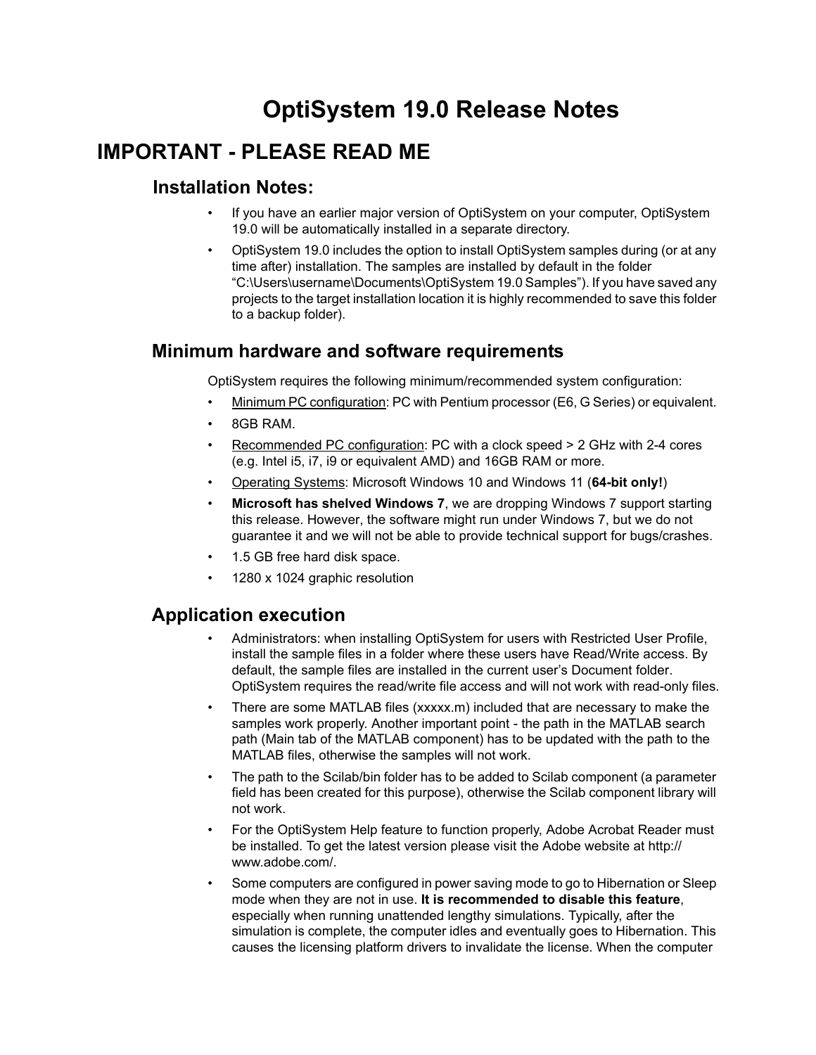# OptiSystem 19.0 Release Notes

## IMPORTANT - PLEASE READ ME

### Installation Notes:

- If you have an earlier major version of OptiSystem on your computer, OptiSystem 19.0 will be automatically installed in a separate directory.
- OptiSystem 19.0 includes the option to install OptiSystem samples during (or at any time after) installation. The samples are installed by default in the folder "C:\Users\username\Documents\OptiSystem 19.0 Samples"). If you have saved any projects to the target installation location it is highly recommended to save this folder to a backup folder).

### Minimum hardware and software requirements

OptiSystem requires the following minimum/recommended system configuration:

- <u>Minimum PC configuration</u>: PC with Pentium processor (E6, G Series) or equivalent.
- 8GB RAM.
- <u>Recommended PC configuration</u>: PC with a clock speed > 2 GHz with 2-4 cores (e.g. Intel i5, i7, i9 or equivalent AMD) and 16GB RAM or more.
- <u>Operating Systems</u>: Microsoft Windows 10 and Windows 11 (**64-bit only!**)
- **Microsoft has shelved Windows 7**, we are dropping Windows 7 support starting this release. However, the software might run under Windows 7, but we do not guarantee it and we will not be able to provide technical support for bugs/crashes.
- 1.5 GB free hard disk space.
- 1280 x 1024 graphic resolution

### Application execution

- Administrators: when installing OptiSystem for users with Restricted User Profile, install the sample files in a folder where these users have Read/Write access. By default, the sample files are installed in the current user's Document folder. OptiSystem requires the read/write file access and will not work with read-only files.
- There are some MATLAB files (xxxxx.m) included that are necessary to make the samples work properly. Another important point - the path in the MATLAB search path (Main tab of the MATLAB component) has to be updated with the path to the MATLAB files, otherwise the samples will not work.
- The path to the Scilab/bin folder has to be added to Scilab component (a parameter field has been created for this purpose), otherwise the Scilab component library will not work.
- For the OptiSystem Help feature to function properly, Adobe Acrobat Reader must be installed. To get the latest version please visit the Adobe website at http://www.adobe.com/.
- Some computers are configured in power saving mode to go to Hibernation or Sleep mode when they are not in use. **It is recommended to disable this feature**, especially when running unattended lengthy simulations. Typically, after the simulation is complete, the computer idles and eventually goes to Hibernation. This causes the licensing platform drivers to invalidate the license. When the computer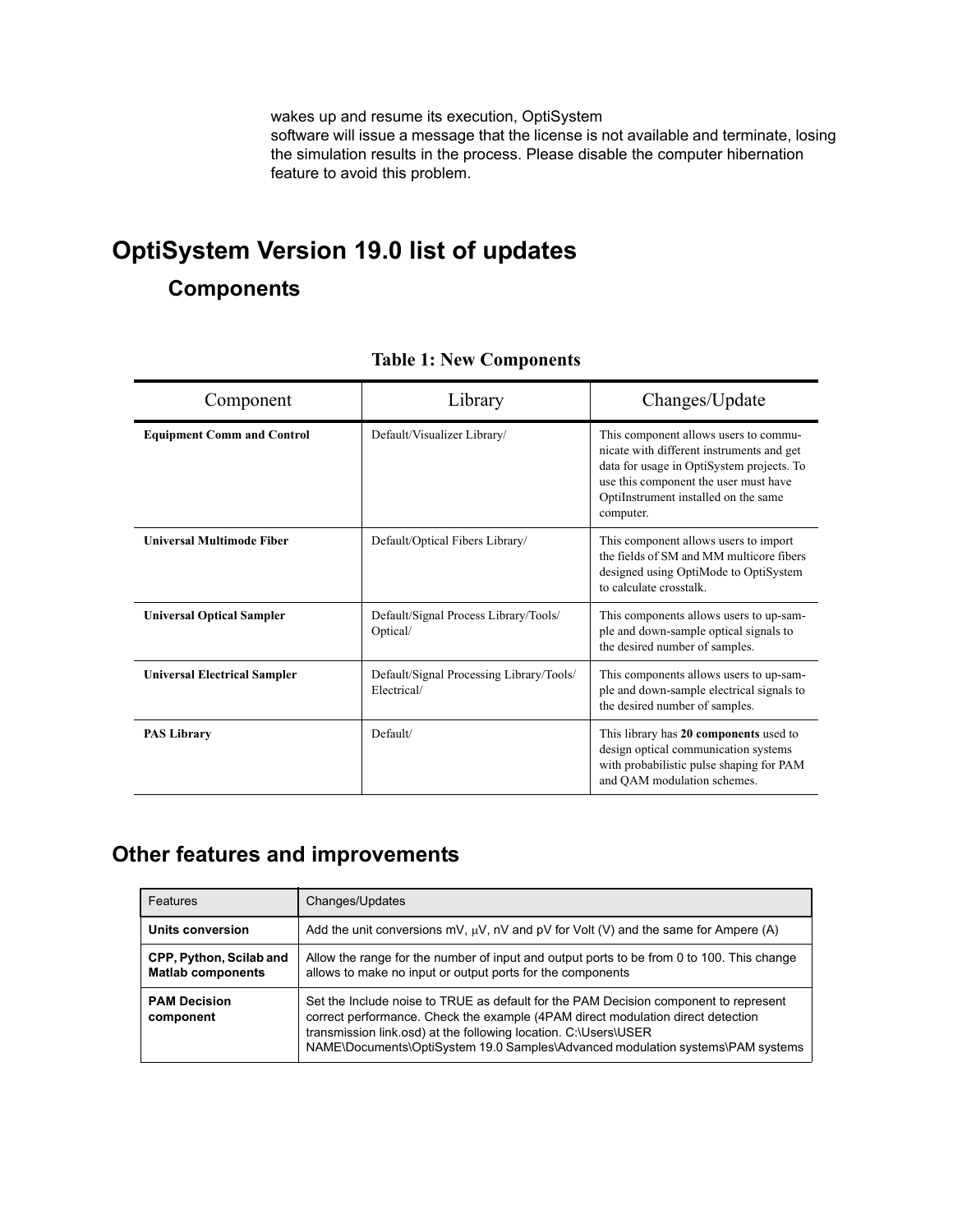wakes up and resume its execution, OptiSystem software will issue a message that the license is not available and terminate, losing the simulation results in the process. Please disable the computer hibernation feature to avoid this problem.

# OptiSystem Version 19.0 list of updates

## Components

**Table 1: New Components**

| Component | Library | Changes/Update |
|---|---|---|
| **Equipment Comm and Control** | Default/Visualizer Library/ | This component allows users to communicate with different instruments and get data for usage in OptiSystem projects. To use this component the user must have OptiInstrument installed on the same computer. |
| **Universal Multimode Fiber** | Default/Optical Fibers Library/ | This component allows users to import the fields of SM and MM multicore fibers designed using OptiMode to OptiSystem to calculate crosstalk. |
| **Universal Optical Sampler** | Default/Signal Process Library/Tools/Optical/ | This components allows users to up-sample and down-sample optical signals to the desired number of samples. |
| **Universal Electrical Sampler** | Default/Signal Processing Library/Tools/Electrical/ | This components allows users to up-sample and down-sample electrical signals to the desired number of samples. |
| **PAS Library** | Default/ | This library has **20 components** used to design optical communication systems with probabilistic pulse shaping for PAM and QAM modulation schemes. |

## Other features and improvements

| Features | Changes/Updates |
|---|---|
| **Units conversion** | Add the unit conversions mV, μV, nV and pV for Volt (V) and the same for Ampere (A) |
| **CPP, Python, Scilab and Matlab components** | Allow the range for the number of input and output ports to be from 0 to 100. This change allows to make no input or output ports for the components |
| **PAM Decision component** | Set the Include noise to TRUE as default for the PAM Decision component to represent correct performance. Check the example (4PAM direct modulation direct detection transmission link.osd) at the following location. C:\Users\USER NAME\Documents\OptiSystem 19.0 Samples\Advanced modulation systems\PAM systems |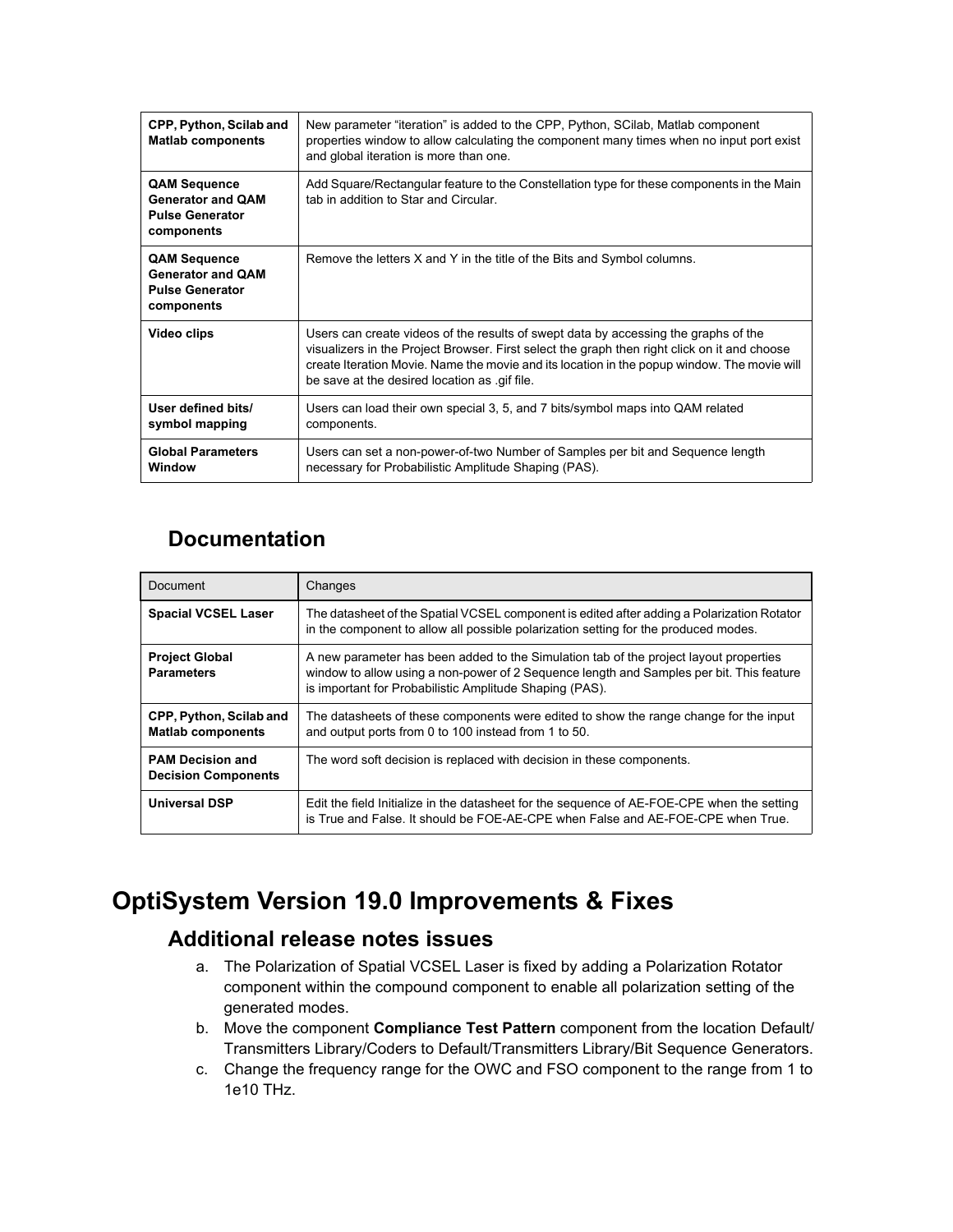| | |
|---|---|
| **CPP, Python, Scilab and Matlab components** | New parameter “iteration” is added to the CPP, Python, SCilab, Matlab component properties window to allow calculating the component many times when no input port exist and global iteration is more than one. |
| **QAM Sequence Generator and QAM Pulse Generator components** | Add Square/Rectangular feature to the Constellation type for these components in the Main tab in addition to Star and Circular. |
| **QAM Sequence Generator and QAM Pulse Generator components** | Remove the letters X and Y in the title of the Bits and Symbol columns. |
| **Video clips** | Users can create videos of the results of swept data by accessing the graphs of the visualizers in the Project Browser. First select the graph then right click on it and choose create Iteration Movie. Name the movie and its location in the popup window. The movie will be save at the desired location as .gif file. |
| **User defined bits/ symbol mapping** | Users can load their own special 3, 5, and 7 bits/symbol maps into QAM related components. |
| **Global Parameters Window** | Users can set a non-power-of-two Number of Samples per bit and Sequence length necessary for Probabilistic Amplitude Shaping (PAS). |

## Documentation

| Document | Changes |
|---|---|
| **Spacial VCSEL Laser** | The datasheet of the Spatial VCSEL component is edited after adding a Polarization Rotator in the component to allow all possible polarization setting for the produced modes. |
| **Project Global Parameters** | A new parameter has been added to the Simulation tab of the project layout properties window to allow using a non-power of 2 Sequence length and Samples per bit. This feature is important for Probabilistic Amplitude Shaping (PAS). |
| **CPP, Python, Scilab and Matlab components** | The datasheets of these components were edited to show the range change for the input and output ports from 0 to 100 instead from 1 to 50. |
| **PAM Decision and Decision Components** | The word soft decision is replaced with decision in these components. |
| **Universal DSP** | Edit the field Initialize in the datasheet for the sequence of AE-FOE-CPE when the setting is True and False. It should be FOE-AE-CPE when False and AE-FOE-CPE when True. |

# OptiSystem Version 19.0 Improvements & Fixes

## Additional release notes issues

a. The Polarization of Spatial VCSEL Laser is fixed by adding a Polarization Rotator component within the compound component to enable all polarization setting of the generated modes.
b. Move the component **Compliance Test Pattern** component from the location Default/ Transmitters Library/Coders to Default/Transmitters Library/Bit Sequence Generators.
c. Change the frequency range for the OWC and FSO component to the range from 1 to 1e10 THz.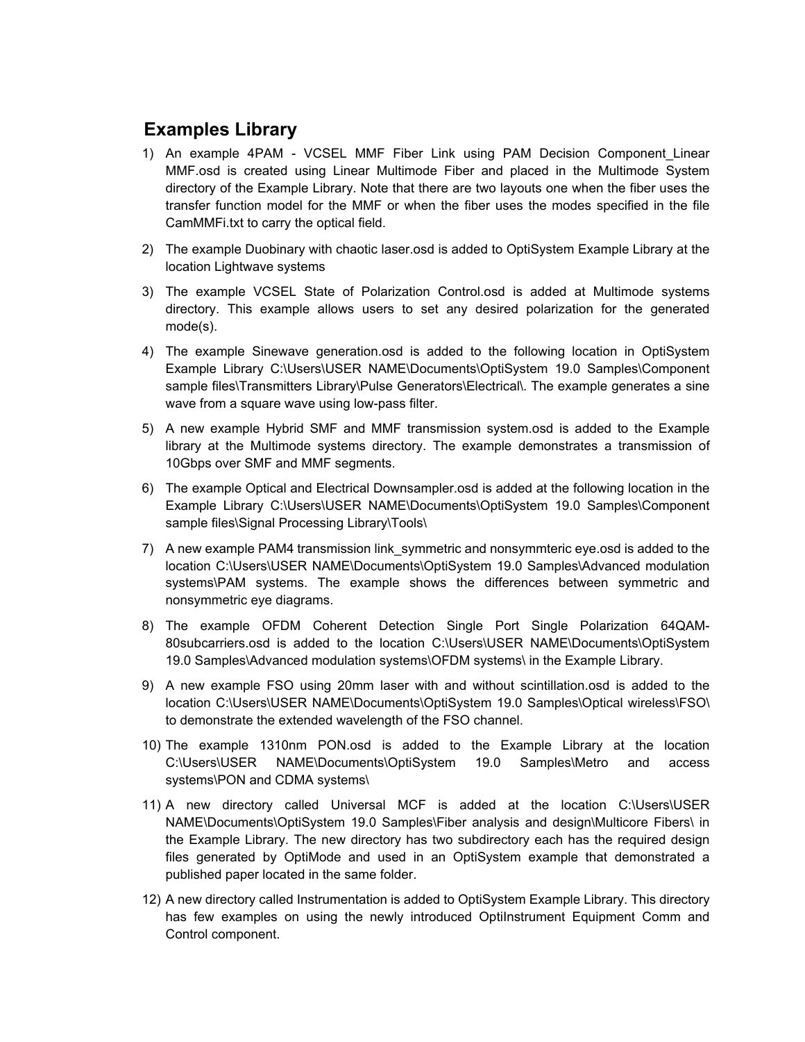## Examples Library

1) An example 4PAM - VCSEL MMF Fiber Link using PAM Decision Component_Linear MMF.osd is created using Linear Multimode Fiber and placed in the Multimode System directory of the Example Library. Note that there are two layouts one when the fiber uses the transfer function model for the MMF or when the fiber uses the modes specified in the file CamMMFi.txt to carry the optical field.

2) The example Duobinary with chaotic laser.osd is added to OptiSystem Example Library at the location Lightwave systems

3) The example VCSEL State of Polarization Control.osd is added at Multimode systems directory. This example allows users to set any desired polarization for the generated mode(s).

4) The example Sinewave generation.osd is added to the following location in OptiSystem Example Library C:\Users\USER NAME\Documents\OptiSystem 19.0 Samples\Component sample files\Transmitters Library\Pulse Generators\Electrical\. The example generates a sine wave from a square wave using low-pass filter.

5) A new example Hybrid SMF and MMF transmission system.osd is added to the Example library at the Multimode systems directory. The example demonstrates a transmission of 10Gbps over SMF and MMF segments.

6) The example Optical and Electrical Downsampler.osd is added at the following location in the Example Library C:\Users\USER NAME\Documents\OptiSystem 19.0 Samples\Component sample files\Signal Processing Library\Tools\

7) A new example PAM4 transmission link_symmetric and nonsymmteric eye.osd is added to the location C:\Users\USER NAME\Documents\OptiSystem 19.0 Samples\Advanced modulation systems\PAM systems. The example shows the differences between symmetric and nonsymmetric eye diagrams.

8) The example OFDM Coherent Detection Single Port Single Polarization 64QAM-80subcarriers.osd is added to the location C:\Users\USER NAME\Documents\OptiSystem 19.0 Samples\Advanced modulation systems\OFDM systems\ in the Example Library.

9) A new example FSO using 20mm laser with and without scintillation.osd is added to the location C:\Users\USER NAME\Documents\OptiSystem 19.0 Samples\Optical wireless\FSO\ to demonstrate the extended wavelength of the FSO channel.

10) The example 1310nm PON.osd is added to the Example Library at the location C:\Users\USER NAME\Documents\OptiSystem 19.0 Samples\Metro and access systems\PON and CDMA systems\

11) A new directory called Universal MCF is added at the location C:\Users\USER NAME\Documents\OptiSystem 19.0 Samples\Fiber analysis and design\Multicore Fibers\ in the Example Library. The new directory has two subdirectory each has the required design files generated by OptiMode and used in an OptiSystem example that demonstrated a published paper located in the same folder.

12) A new directory called Instrumentation is added to OptiSystem Example Library. This directory has few examples on using the newly introduced OptiInstrument Equipment Comm and Control component.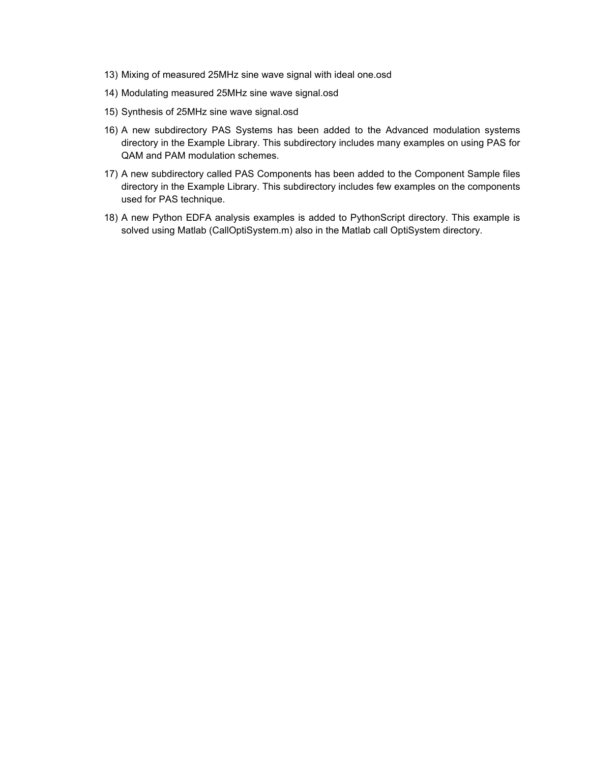13) Mixing of measured 25MHz sine wave signal with ideal one.osd

14) Modulating measured 25MHz sine wave signal.osd

15) Synthesis of 25MHz sine wave signal.osd

16) A new subdirectory PAS Systems has been added to the Advanced modulation systems directory in the Example Library. This subdirectory includes many examples on using PAS for QAM and PAM modulation schemes.

17) A new subdirectory called PAS Components has been added to the Component Sample files directory in the Example Library. This subdirectory includes few examples on the components used for PAS technique.

18) A new Python EDFA analysis examples is added to PythonScript directory. This example is solved using Matlab (CallOptiSystem.m) also in the Matlab call OptiSystem directory.